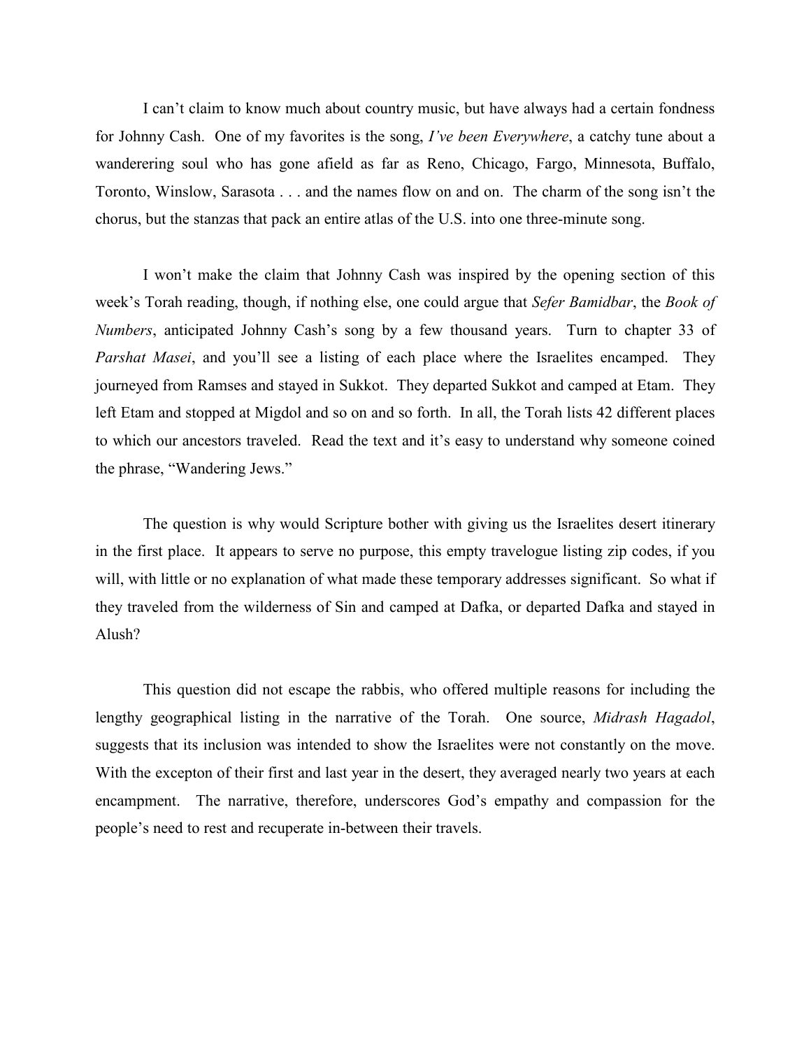I can't claim to know much about country music, but have always had a certain fondness for Johnny Cash. One of my favorites is the song, *I've been Everywhere*, a catchy tune about a wanderering soul who has gone afield as far as Reno, Chicago, Fargo, Minnesota, Buffalo, Toronto, Winslow, Sarasota . . . and the names flow on and on. The charm of the song isn't the chorus, but the stanzas that pack an entire atlas of the U.S. into one three-minute song.

I won't make the claim that Johnny Cash was inspired by the opening section of this week's Torah reading, though, if nothing else, one could argue that *Sefer Bamidbar*, the *Book of Numbers*, anticipated Johnny Cash's song by a few thousand years. Turn to chapter 33 of *Parshat Masei*, and you'll see a listing of each place where the Israelites encamped. They journeyed from Ramses and stayed in Sukkot. They departed Sukkot and camped at Etam. They left Etam and stopped at Migdol and so on and so forth. In all, the Torah lists 42 different places to which our ancestors traveled. Read the text and it's easy to understand why someone coined the phrase, "Wandering Jews."

The question is why would Scripture bother with giving us the Israelites desert itinerary in the first place. It appears to serve no purpose, this empty travelogue listing zip codes, if you will, with little or no explanation of what made these temporary addresses significant. So what if they traveled from the wilderness of Sin and camped at Dafka, or departed Dafka and stayed in Alush?

This question did not escape the rabbis, who offered multiple reasons for including the lengthy geographical listing in the narrative of the Torah. One source, *Midrash Hagadol*, suggests that its inclusion was intended to show the Israelites were not constantly on the move. With the excepton of their first and last year in the desert, they averaged nearly two years at each encampment. The narrative, therefore, underscores God's empathy and compassion for the people's need to rest and recuperate in-between their travels.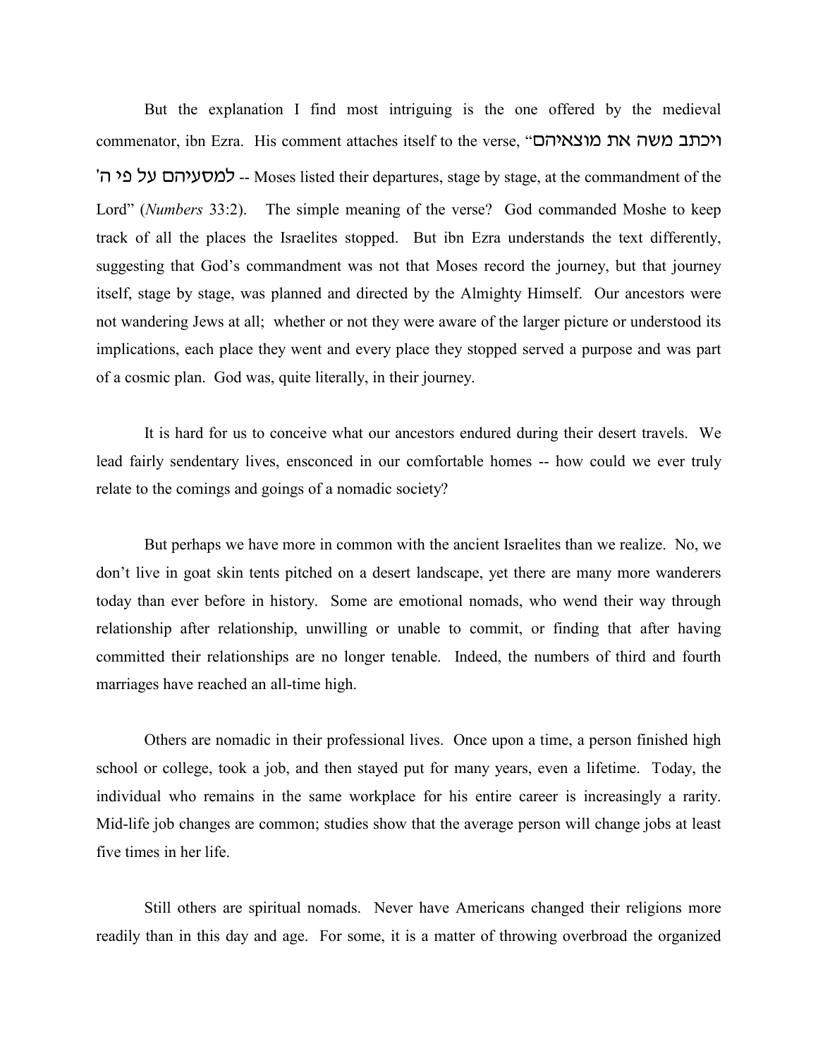But the explanation I find most intriguing is the one offered by the medieval commenator, ibn Ezra. His comment attaches itself to the verse, "ויכתב משה את מוצאיהם למסעיהם על פי ה' -- Moses listed their departures, stage by stage, at the commandment of the Lord" (*Numbers* 33:2). The simple meaning of the verse? God commanded Moshe to keep track of all the places the Israelites stopped. But ibn Ezra understands the text differently, suggesting that God's commandment was not that Moses record the journey, but that journey itself, stage by stage, was planned and directed by the Almighty Himself. Our ancestors were not wandering Jews at all; whether or not they were aware of the larger picture or understood its implications, each place they went and every place they stopped served a purpose and was part of a cosmic plan. God was, quite literally, in their journey.

It is hard for us to conceive what our ancestors endured during their desert travels. We lead fairly sendentary lives, ensconced in our comfortable homes -- how could we ever truly relate to the comings and goings of a nomadic society?

But perhaps we have more in common with the ancient Israelites than we realize. No, we don't live in goat skin tents pitched on a desert landscape, yet there are many more wanderers today than ever before in history. Some are emotional nomads, who wend their way through relationship after relationship, unwilling or unable to commit, or finding that after having committed their relationships are no longer tenable. Indeed, the numbers of third and fourth marriages have reached an all-time high.

Others are nomadic in their professional lives. Once upon a time, a person finished high school or college, took a job, and then stayed put for many years, even a lifetime. Today, the individual who remains in the same workplace for his entire career is increasingly a rarity. Mid-life job changes are common; studies show that the average person will change jobs at least five times in her life.

Still others are spiritual nomads. Never have Americans changed their religions more readily than in this day and age. For some, it is a matter of throwing overbroad the organized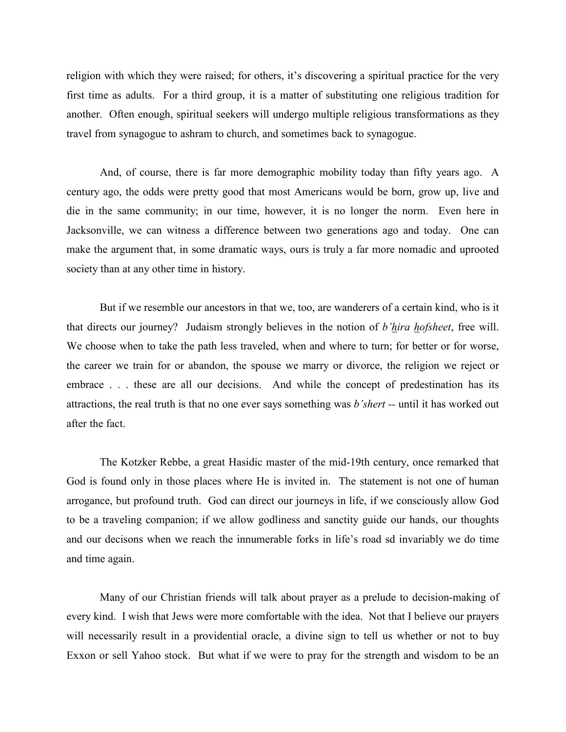religion with which they were raised; for others, it's discovering a spiritual practice for the very first time as adults. For a third group, it is a matter of substituting one religious tradition for another. Often enough, spiritual seekers will undergo multiple religious transformations as they travel from synagogue to ashram to church, and sometimes back to synagogue.

And, of course, there is far more demographic mobility today than fifty years ago. A century ago, the odds were pretty good that most Americans would be born, grow up, live and die in the same community; in our time, however, it is no longer the norm. Even here in Jacksonville, we can witness a difference between two generations ago and today. One can make the argument that, in some dramatic ways, ours is truly a far more nomadic and uprooted society than at any other time in history.

But if we resemble our ancestors in that we, too, are wanderers of a certain kind, who is it that directs our journey? Judaism strongly believes in the notion of *b'h̲ira h̲ofsheet*, free will. We choose when to take the path less traveled, when and where to turn; for better or for worse, the career we train for or abandon, the spouse we marry or divorce, the religion we reject or embrace . . . these are all our decisions. And while the concept of predestination has its attractions, the real truth is that no one ever says something was *b'shert* -- until it has worked out after the fact.

The Kotzker Rebbe, a great Hasidic master of the mid-19th century, once remarked that God is found only in those places where He is invited in. The statement is not one of human arrogance, but profound truth. God can direct our journeys in life, if we consciously allow God to be a traveling companion; if we allow godliness and sanctity guide our hands, our thoughts and our decisons when we reach the innumerable forks in life's road sd invariably we do time and time again.

Many of our Christian friends will talk about prayer as a prelude to decision-making of every kind. I wish that Jews were more comfortable with the idea. Not that I believe our prayers will necessarily result in a providential oracle, a divine sign to tell us whether or not to buy Exxon or sell Yahoo stock. But what if we were to pray for the strength and wisdom to be an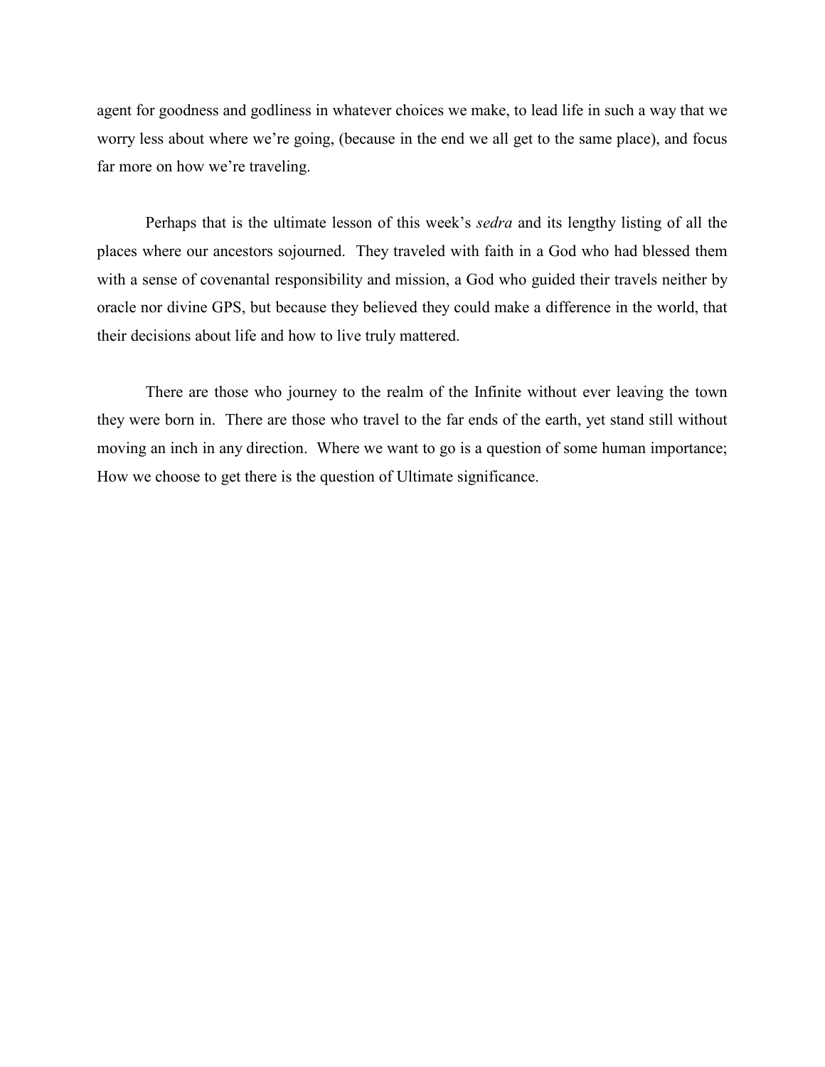agent for goodness and godliness in whatever choices we make, to lead life in such a way that we worry less about where we're going, (because in the end we all get to the same place), and focus far more on how we're traveling.

Perhaps that is the ultimate lesson of this week's *sedra* and its lengthy listing of all the places where our ancestors sojourned. They traveled with faith in a God who had blessed them with a sense of covenantal responsibility and mission, a God who guided their travels neither by oracle nor divine GPS, but because they believed they could make a difference in the world, that their decisions about life and how to live truly mattered.

There are those who journey to the realm of the Infinite without ever leaving the town they were born in. There are those who travel to the far ends of the earth, yet stand still without moving an inch in any direction. Where we want to go is a question of some human importance; How we choose to get there is the question of Ultimate significance.